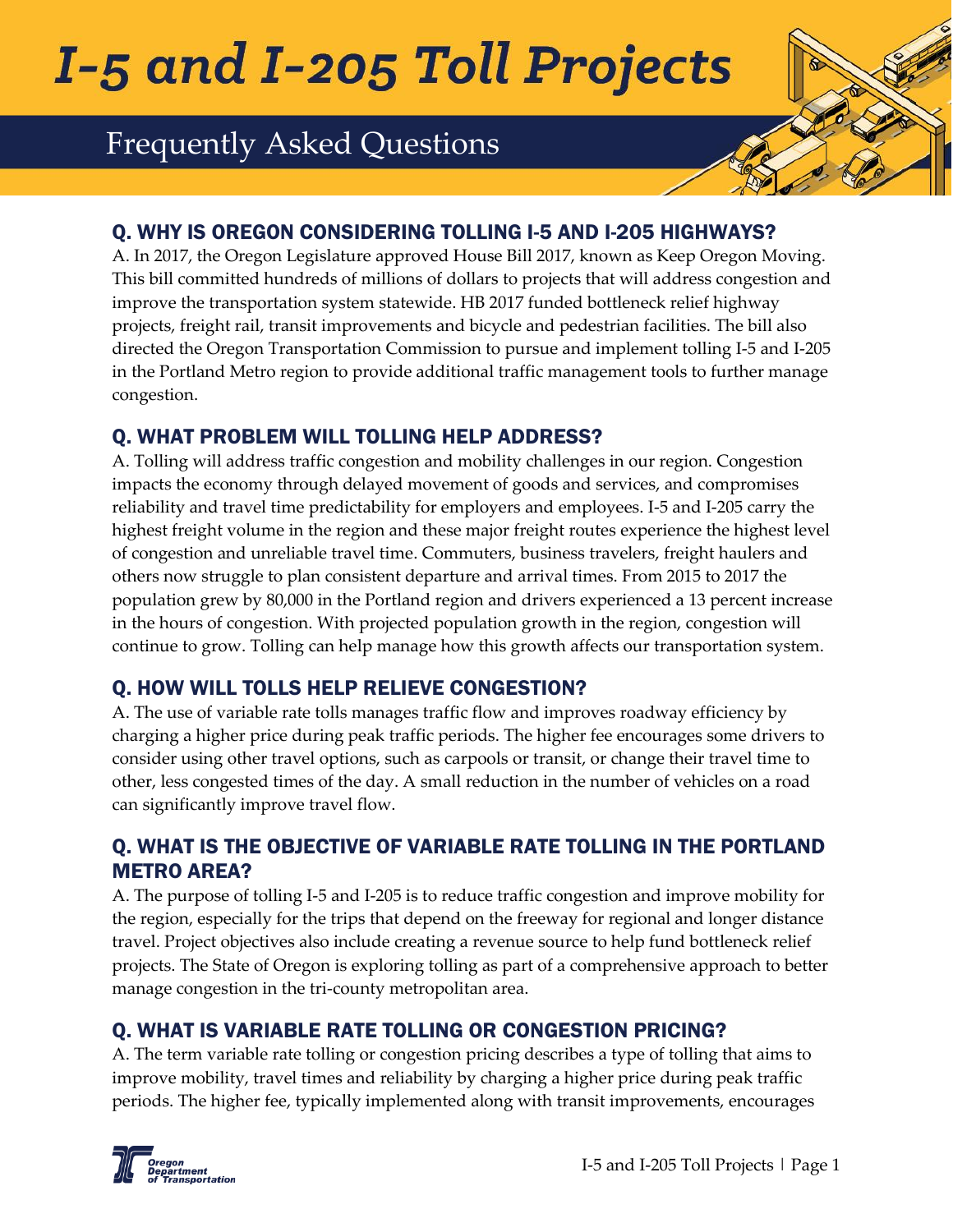# I-5 and I-205 Toll Projects

## Frequently Asked Questions

### Q. WHY IS OREGON CONSIDERING TOLLING I-5 AND I-205 HIGHWAYS?

A. In 2017, the Oregon Legislature approved House Bill 2017, known as Keep Oregon Moving. This bill committed hundreds of millions of dollars to projects that will address congestion and improve the transportation system statewide. HB 2017 funded bottleneck relief highway projects, freight rail, transit improvements and bicycle and pedestrian facilities. The bill also directed the Oregon Transportation Commission to pursue and implement tolling I-5 and I-205 in the Portland Metro region to provide additional traffic management tools to further manage congestion.

### Q. WHAT PROBLEM WILL TOLLING HELP ADDRESS?

A. Tolling will address traffic congestion and mobility challenges in our region. Congestion impacts the economy through delayed movement of goods and services, and compromises reliability and travel time predictability for employers and employees. I-5 and I-205 carry the highest freight volume in the region and these major freight routes experience the highest level of congestion and unreliable travel time. Commuters, business travelers, freight haulers and others now struggle to plan consistent departure and arrival times. From 2015 to 2017 the population grew by 80,000 in the Portland region and drivers experienced a 13 percent increase in the hours of congestion. With projected population growth in the region, congestion will continue to grow. Tolling can help manage how this growth affects our transportation system.

### Q. HOW WILL TOLLS HELP RELIEVE CONGESTION?

A. The use of variable rate tolls manages traffic flow and improves roadway efficiency by charging a higher price during peak traffic periods. The higher fee encourages some drivers to consider using other travel options, such as carpools or transit, or change their travel time to other, less congested times of the day. A small reduction in the number of vehicles on a road can significantly improve travel flow.

### Q. WHAT IS THE OBJECTIVE OF VARIABLE RATE TOLLING IN THE PORTLAND METRO AREA?

A. The purpose of tolling I-5 and I-205 is to reduce traffic congestion and improve mobility for the region, especially for the trips that depend on the freeway for regional and longer distance travel. Project objectives also include creating a revenue source to help fund bottleneck relief projects. The State of Oregon is exploring tolling as part of a comprehensive approach to better manage congestion in the tri-county metropolitan area.

### Q. WHAT IS VARIABLE RATE TOLLING OR CONGESTION PRICING?

A. The term variable rate tolling or congestion pricing describes a type of tolling that aims to improve mobility, travel times and reliability by charging a higher price during peak traffic periods. The higher fee, typically implemented along with transit improvements, encourages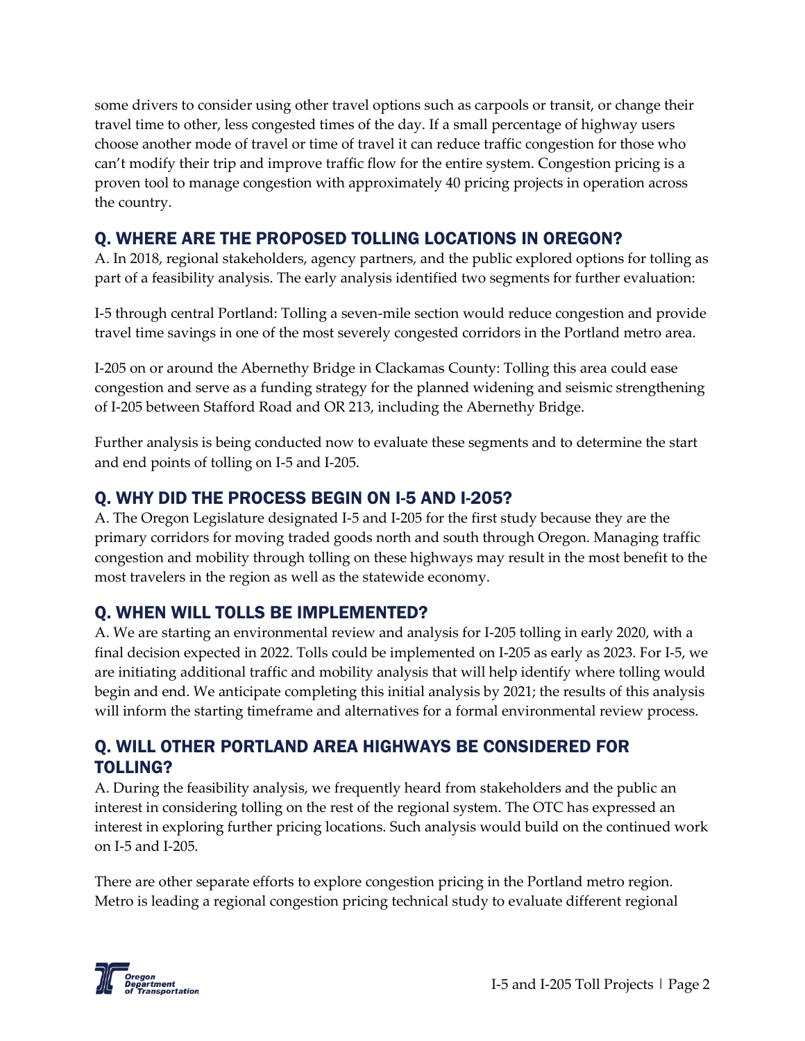some drivers to consider using other travel options such as carpools or transit, or change their travel time to other, less congested times of the day. If a small percentage of highway users choose another mode of travel or time of travel it can reduce traffic congestion for those who can't modify their trip and improve traffic flow for the entire system. Congestion pricing is a proven tool to manage congestion with approximately 40 pricing projects in operation across the country.

## Q. WHERE ARE THE PROPOSED TOLLING LOCATIONS IN OREGON?

A. In 2018, regional stakeholders, agency partners, and the public explored options for tolling as part of a feasibility analysis. The early analysis identified two segments for further evaluation:

I-5 through central Portland: Tolling a seven-mile section would reduce congestion and provide travel time savings in one of the most severely congested corridors in the Portland metro area.

I-205 on or around the Abernethy Bridge in Clackamas County: Tolling this area could ease congestion and serve as a funding strategy for the planned widening and seismic strengthening of I-205 between Stafford Road and OR 213, including the Abernethy Bridge.

Further analysis is being conducted now to evaluate these segments and to determine the start and end points of tolling on I-5 and I-205.

## Q. WHY DID THE PROCESS BEGIN ON I-5 AND I-205?

A. The Oregon Legislature designated I-5 and I-205 for the first study because they are the primary corridors for moving traded goods north and south through Oregon. Managing traffic congestion and mobility through tolling on these highways may result in the most benefit to the most travelers in the region as well as the statewide economy.

## Q. WHEN WILL TOLLS BE IMPLEMENTED?

A. We are starting an environmental review and analysis for I-205 tolling in early 2020, with a final decision expected in 2022. Tolls could be implemented on I-205 as early as 2023. For I-5, we are initiating additional traffic and mobility analysis that will help identify where tolling would begin and end. We anticipate completing this initial analysis by 2021; the results of this analysis will inform the starting timeframe and alternatives for a formal environmental review process.

## Q. WILL OTHER PORTLAND AREA HIGHWAYS BE CONSIDERED FOR TOLLING?

A. During the feasibility analysis, we frequently heard from stakeholders and the public an interest in considering tolling on the rest of the regional system. The OTC has expressed an interest in exploring further pricing locations. Such analysis would build on the continued work on I-5 and I-205.

There are other separate efforts to explore congestion pricing in the Portland metro region. Metro is leading a regional congestion pricing technical study to evaluate different regional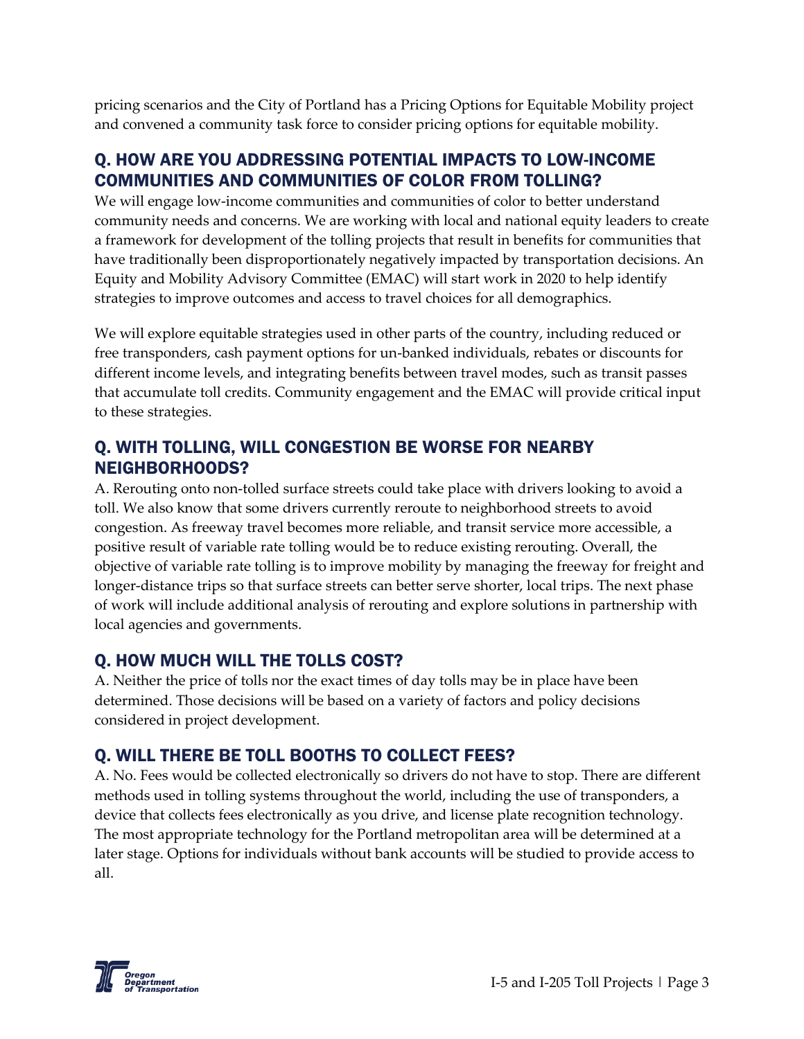pricing scenarios and the City of Portland has a Pricing Options for Equitable Mobility project and convened a community task force to consider pricing options for equitable mobility.

## Q. HOW ARE YOU ADDRESSING POTENTIAL IMPACTS TO LOW-INCOME COMMUNITIES AND COMMUNITIES OF COLOR FROM TOLLING?

We will engage low-income communities and communities of color to better understand community needs and concerns. We are working with local and national equity leaders to create a framework for development of the tolling projects that result in benefits for communities that have traditionally been disproportionately negatively impacted by transportation decisions. An Equity and Mobility Advisory Committee (EMAC) will start work in 2020 to help identify strategies to improve outcomes and access to travel choices for all demographics.

We will explore equitable strategies used in other parts of the country, including reduced or free transponders, cash payment options for un-banked individuals, rebates or discounts for different income levels, and integrating benefits between travel modes, such as transit passes that accumulate toll credits. Community engagement and the EMAC will provide critical input to these strategies.

## Q. WITH TOLLING, WILL CONGESTION BE WORSE FOR NEARBY NEIGHBORHOODS?

A. Rerouting onto non-tolled surface streets could take place with drivers looking to avoid a toll. We also know that some drivers currently reroute to neighborhood streets to avoid congestion. As freeway travel becomes more reliable, and transit service more accessible, a positive result of variable rate tolling would be to reduce existing rerouting. Overall, the objective of variable rate tolling is to improve mobility by managing the freeway for freight and longer-distance trips so that surface streets can better serve shorter, local trips. The next phase of work will include additional analysis of rerouting and explore solutions in partnership with local agencies and governments.

## Q. HOW MUCH WILL THE TOLLS COST?

A. Neither the price of tolls nor the exact times of day tolls may be in place have been determined. Those decisions will be based on a variety of factors and policy decisions considered in project development.

## Q. WILL THERE BE TOLL BOOTHS TO COLLECT FEES?

A. No. Fees would be collected electronically so drivers do not have to stop. There are different methods used in tolling systems throughout the world, including the use of transponders, a device that collects fees electronically as you drive, and license plate recognition technology. The most appropriate technology for the Portland metropolitan area will be determined at a later stage. Options for individuals without bank accounts will be studied to provide access to all.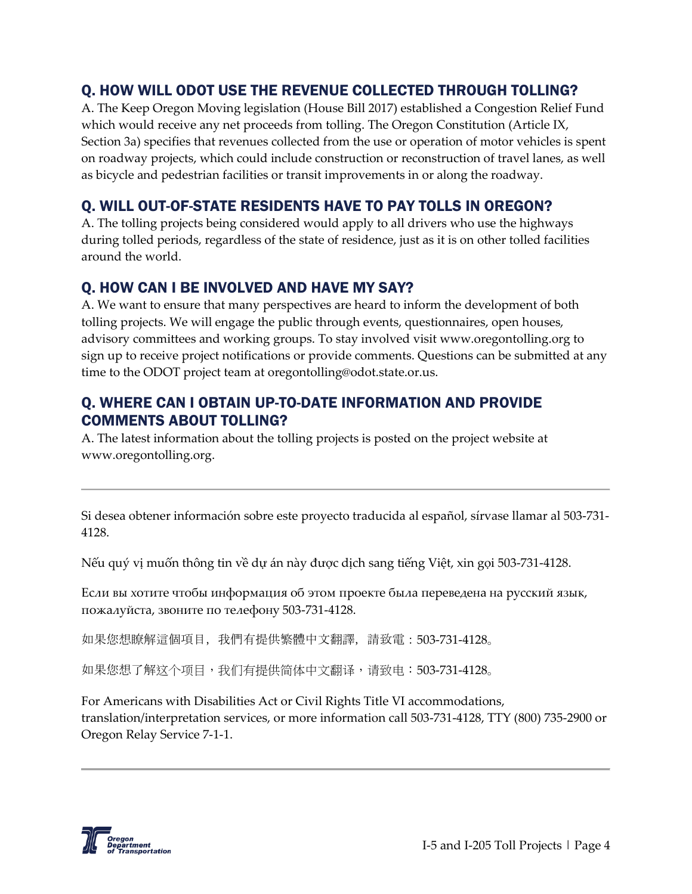## Q. HOW WILL ODOT USE THE REVENUE COLLECTED THROUGH TOLLING?

A. The Keep Oregon Moving legislation (House Bill 2017) established a Congestion Relief Fund which would receive any net proceeds from tolling. The Oregon Constitution (Article IX, Section 3a) specifies that revenues collected from the use or operation of motor vehicles is spent on roadway projects, which could include construction or reconstruction of travel lanes, as well as bicycle and pedestrian facilities or transit improvements in or along the roadway.

## Q. WILL OUT-OF-STATE RESIDENTS HAVE TO PAY TOLLS IN OREGON?

A. The tolling projects being considered would apply to all drivers who use the highways during tolled periods, regardless of the state of residence, just as it is on other tolled facilities around the world.

## Q. HOW CAN I BE INVOLVED AND HAVE MY SAY?

A. We want to ensure that many perspectives are heard to inform the development of both tolling projects. We will engage the public through events, questionnaires, open houses, advisory committees and working groups. To stay involved visit www.oregontolling.org to sign up to receive project notifications or provide comments. Questions can be submitted at any time to the ODOT project team at oregontolling@odot.state.or.us.

## Q. WHERE CAN I OBTAIN UP-TO-DATE INFORMATION AND PROVIDE COMMENTS ABOUT TOLLING?

A. The latest information about the tolling projects is posted on the project website at www.oregontolling.org.

---

Si desea obtener información sobre este proyecto traducida al español, sírvase llamar al 503-731-4128.

Nếu quý vị muốn thông tin về dự án này được dịch sang tiếng Việt, xin gọi 503-731-4128.

Если вы хотите чтобы информация об этом проекте была переведена на русский язык, пожалуйста, звоните по телефону 503-731-4128.

如果您想瞭解這個項目，我們有提供繁體中文翻譯，請致電：503-731-4128。

如果您想了解这个项目，我们有提供简体中文翻译，请致电：503-731-4128。

For Americans with Disabilities Act or Civil Rights Title VI accommodations, translation/interpretation services, or more information call 503-731-4128, TTY (800) 735-2900 or Oregon Relay Service 7-1-1.

---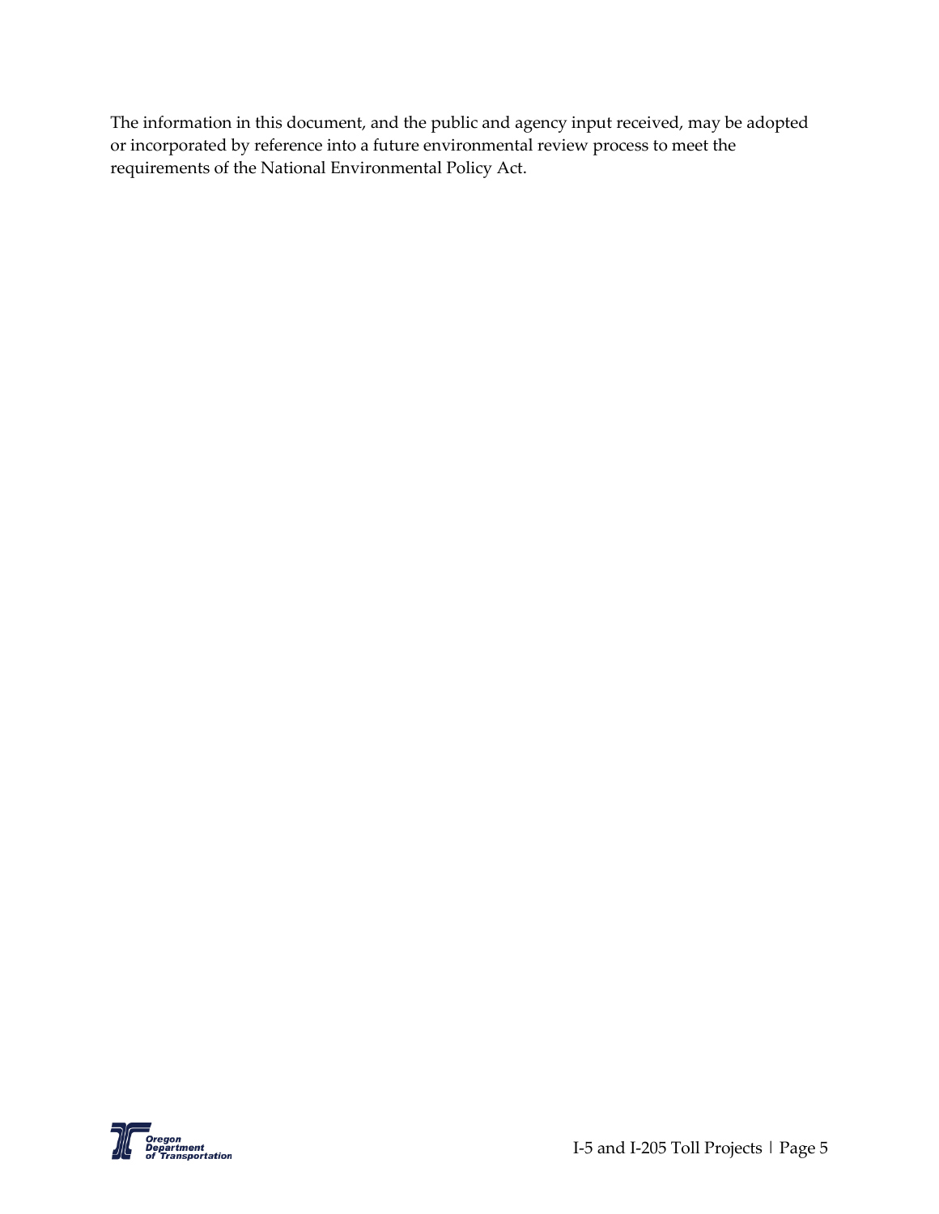The information in this document, and the public and agency input received, may be adopted or incorporated by reference into a future environmental review process to meet the requirements of the National Environmental Policy Act.